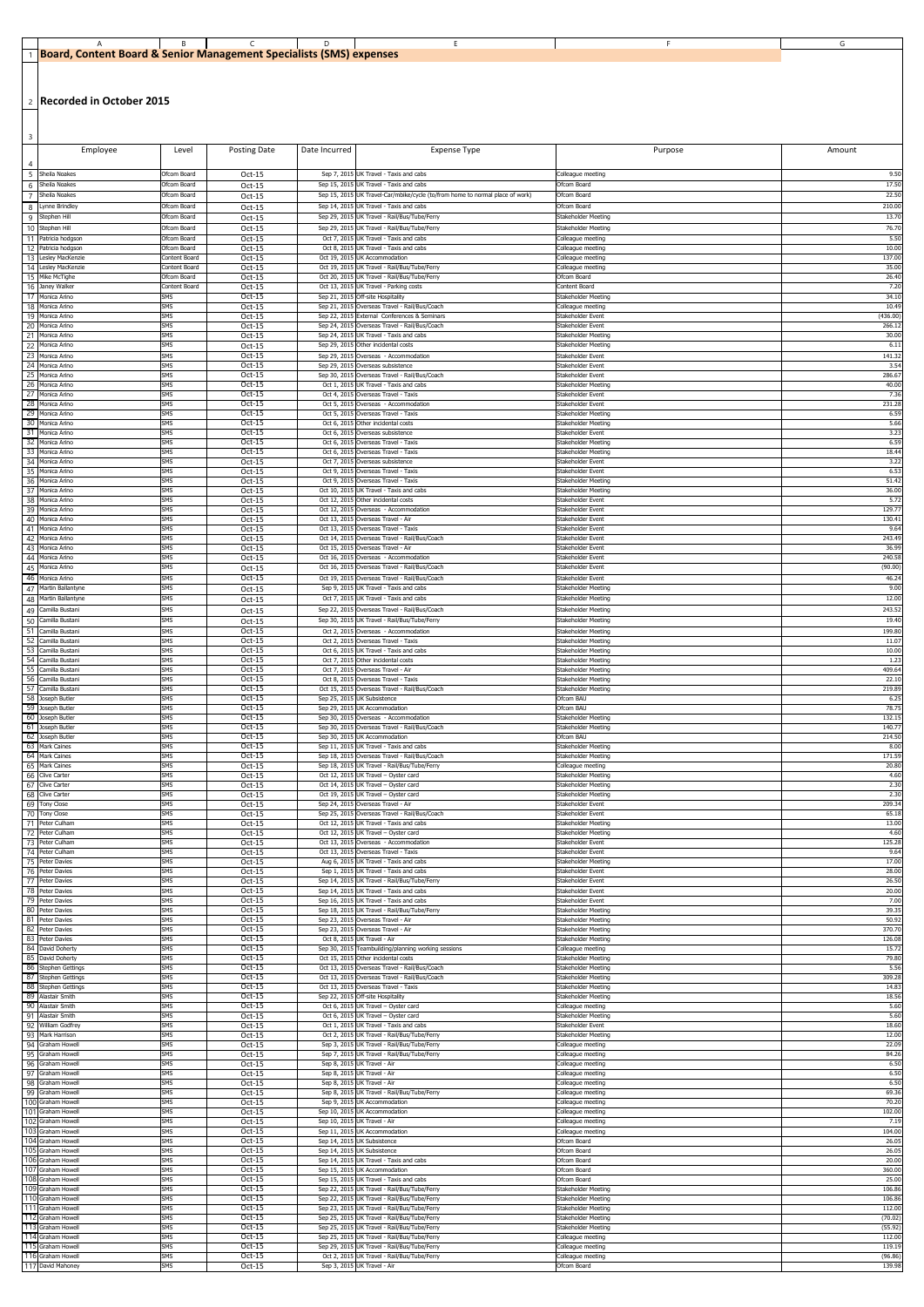# Board, Content Board & Senior Management Specialists (SMS) expenses

## Recorded in October 2015

| Employee | Level | Posting Date | Date Incurred | Expense Type | Purpose | Amount |
|---|---|---|---|---|---|---|
| Sheila Noakes | Ofcom Board | Oct-15 | Sep 7, 2015 | UK Travel - Taxis and cabs | Colleague meeting | 9.50 |
| Sheila Noakes | Ofcom Board | Oct-15 | Sep 15, 2015 | UK Travel - Taxis and cabs | Ofcom Board | 17.50 |
| Sheila Noakes | Ofcom Board | Oct-15 | Sep 15, 2015 | UK Travel-Car/mbike/cycle (to/from home to normal place of work) | Ofcom Board | 22.50 |
| Lynne Brindley | Ofcom Board | Oct-15 | Sep 14, 2015 | UK Travel - Taxis and cabs | Ofcom Board | 210.00 |
| Stephen Hill | Ofcom Board | Oct-15 | Sep 29, 2015 | UK Travel - Rail/Bus/Tube/Ferry | Stakeholder Meeting | 13.70 |
| Stephen Hill | Ofcom Board | Oct-15 | Sep 29, 2015 | UK Travel - Rail/Bus/Tube/Ferry | Stakeholder Meeting | 76.70 |
| Patricia hodgson | Ofcom Board | Oct-15 | Oct 7, 2015 | UK Travel - Taxis and cabs | Colleague meeting | 5.50 |
| Patricia hodgson | Ofcom Board | Oct-15 | Oct 8, 2015 | UK Travel - Taxis and cabs | Colleague meeting | 10.00 |
| Lesley MacKenzie | Content Board | Oct-15 | Oct 19, 2015 | UK Accommodation | Colleague meeting | 137.00 |
| Lesley MacKenzie | Content Board | Oct-15 | Oct 19, 2015 | UK Travel - Rail/Bus/Tube/Ferry | Colleague meeting | 35.00 |
| Mike McTighe | Ofcom Board | Oct-15 | Oct 20, 2015 | UK Travel - Rail/Bus/Tube/Ferry | Ofcom Board | 26.40 |
| Janey Walker | Content Board | Oct-15 | Oct 13, 2015 | UK Travel - Parking costs | Content Board | 7.20 |
| Monica Arino | SMS | Oct-15 | Sep 21, 2015 | Off-site Hospitality | Stakeholder Meeting | 34.10 |
| Monica Arino | SMS | Oct-15 | Sep 21, 2015 | Overseas Travel - Rail/Bus/Coach | Colleague meeting | 10.49 |
| Monica Arino | SMS | Oct-15 | Sep 22, 2015 | External Conferences & Seminars | Stakeholder Event | (436.00) |
| Monica Arino | SMS | Oct-15 | Sep 24, 2015 | Overseas Travel - Rail/Bus/Coach | Stakeholder Event | 266.12 |
| Monica Arino | SMS | Oct-15 | Sep 24, 2015 | UK Travel - Taxis and cabs | Stakeholder Meeting | 30.00 |
| Monica Arino | SMS | Oct-15 | Sep 29, 2015 | Other incidental costs | Stakeholder Meeting | 6.11 |
| Monica Arino | SMS | Oct-15 | Sep 29, 2015 | Overseas - Accommodation | Stakeholder Event | 141.32 |
| Monica Arino | SMS | Oct-15 | Sep 29, 2015 | Overseas subsistence | Stakeholder Event | 3.54 |
| Monica Arino | SMS | Oct-15 | Sep 30, 2015 | Overseas Travel - Rail/Bus/Coach | Stakeholder Event | 286.67 |
| Monica Arino | SMS | Oct-15 | Oct 1, 2015 | UK Travel - Taxis and cabs | Stakeholder Meeting | 40.00 |
| Monica Arino | SMS | Oct-15 | Oct 4, 2015 | Overseas Travel - Taxis | Stakeholder Event | 7.36 |
| Monica Arino | SMS | Oct-15 | Oct 5, 2015 | Overseas - Accommodation | Stakeholder Event | 231.28 |
| Monica Arino | SMS | Oct-15 | Oct 5, 2015 | Overseas Travel - Taxis | Stakeholder Meeting | 6.59 |
| Monica Arino | SMS | Oct-15 | Oct 6, 2015 | Other incidental costs | Stakeholder Meeting | 5.66 |
| Monica Arino | SMS | Oct-15 | Oct 6, 2015 | Overseas subsistence | Stakeholder Event | 3.23 |
| Monica Arino | SMS | Oct-15 | Oct 6, 2015 | Overseas Travel - Taxis | Stakeholder Meeting | 6.59 |
| Monica Arino | SMS | Oct-15 | Oct 6, 2015 | Overseas Travel - Taxis | Stakeholder Meeting | 18.44 |
| Monica Arino | SMS | Oct-15 | Oct 7, 2015 | Overseas subsistence | Stakeholder Event | 3.22 |
| Monica Arino | SMS | Oct-15 | Oct 9, 2015 | Overseas Travel - Taxis | Stakeholder Event | 6.53 |
| Monica Arino | SMS | Oct-15 | Oct 9, 2015 | Overseas Travel - Taxis | Stakeholder Meeting | 51.42 |
| Monica Arino | SMS | Oct-15 | Oct 10, 2015 | UK Travel - Taxis and cabs | Stakeholder Meeting | 36.00 |
| Monica Arino | SMS | Oct-15 | Oct 12, 2015 | Other incidental costs | Stakeholder Event | 5.72 |
| Monica Arino | SMS | Oct-15 | Oct 12, 2015 | Overseas - Accommodation | Stakeholder Event | 129.77 |
| Monica Arino | SMS | Oct-15 | Oct 13, 2015 | Overseas Travel - Air | Stakeholder Event | 130.41 |
| Monica Arino | SMS | Oct-15 | Oct 13, 2015 | Overseas Travel - Taxis | Stakeholder Event | 9.64 |
| Monica Arino | SMS | Oct-15 | Oct 14, 2015 | Overseas Travel - Rail/Bus/Coach | Stakeholder Event | 243.49 |
| Monica Arino | SMS | Oct-15 | Oct 15, 2015 | Overseas Travel - Air | Stakeholder Event | 36.99 |
| Monica Arino | SMS | Oct-15 | Oct 16, 2015 | Overseas - Accommodation | Stakeholder Event | 240.58 |
| Monica Arino | SMS | Oct-15 | Oct 16, 2015 | Overseas Travel - Rail/Bus/Coach | Stakeholder Event | (90.00) |
| Monica Arino | SMS | Oct-15 | Oct 19, 2015 | Overseas Travel - Rail/Bus/Coach | Stakeholder Event | 46.24 |
| Martin Ballantyne | SMS | Oct-15 | Sep 9, 2015 | UK Travel - Taxis and cabs | Stakeholder Meeting | 9.00 |
| Martin Ballantyne | SMS | Oct-15 | Oct 7, 2015 | UK Travel - Taxis and cabs | Stakeholder Meeting | 12.00 |
| Camilla Bustani | SMS | Oct-15 | Sep 22, 2015 | Overseas Travel - Rail/Bus/Coach | Stakeholder Meeting | 243.52 |
| Camilla Bustani | SMS | Oct-15 | Sep 30, 2015 | UK Travel - Rail/Bus/Tube/Ferry | Stakeholder Meeting | 19.40 |
| Camilla Bustani | SMS | Oct-15 | Oct 2, 2015 | Overseas - Accommodation | Stakeholder Meeting | 199.80 |
| Camilla Bustani | SMS | Oct-15 | Oct 2, 2015 | Overseas Travel - Taxis | Stakeholder Meeting | 11.07 |
| Camilla Bustani | SMS | Oct-15 | Oct 6, 2015 | UK Travel - Taxis and cabs | Stakeholder Meeting | 10.00 |
| Camilla Bustani | SMS | Oct-15 | Oct 7, 2015 | Other incidental costs | Stakeholder Meeting | 1.23 |
| Camilla Bustani | SMS | Oct-15 | Oct 7, 2015 | Overseas Travel - Air | Stakeholder Meeting | 409.64 |
| Camilla Bustani | SMS | Oct-15 | Oct 8, 2015 | Overseas Travel - Taxis | Stakeholder Meeting | 22.10 |
| Camilla Bustani | SMS | Oct-15 | Oct 15, 2015 | Overseas Travel - Rail/Bus/Coach | Stakeholder Meeting | 219.89 |
| Joseph Butler | SMS | Oct-15 | Sep 25, 2015 | UK Subsistence | Ofcom BAU | 6.25 |
| Joseph Butler | SMS | Oct-15 | Sep 29, 2015 | UK Accommodation | Ofcom BAU | 78.75 |
| Joseph Butler | SMS | Oct-15 | Sep 30, 2015 | Overseas - Accommodation | Stakeholder Meeting | 132.15 |
| Joseph Butler | SMS | Oct-15 | Sep 30, 2015 | Overseas Travel - Rail/Bus/Coach | Stakeholder Meeting | 140.77 |
| Joseph Butler | SMS | Oct-15 | Sep 30, 2015 | UK Accommodation | Ofcom BAU | 214.50 |
| Mark Caines | SMS | Oct-15 | Sep 11, 2015 | UK Travel - Taxis and cabs | Stakeholder Meeting | 8.00 |
| Mark Caines | SMS | Oct-15 | Sep 18, 2015 | Overseas Travel - Rail/Bus/Coach | Stakeholder Meeting | 171.59 |
| Mark Caines | SMS | Oct-15 | Sep 18, 2015 | UK Travel - Rail/Bus/Tube/Ferry | Colleague meeting | 20.80 |
| Clive Carter | SMS | Oct-15 | Oct 12, 2015 | UK Travel – Oyster card | Stakeholder Meeting | 4.60 |
| Clive Carter | SMS | Oct-15 | Oct 14, 2015 | UK Travel – Oyster card | Stakeholder Meeting | 2.30 |
| Clive Carter | SMS | Oct-15 | Oct 19, 2015 | UK Travel – Oyster card | Stakeholder Meeting | 2.30 |
| Tony Close | SMS | Oct-15 | Sep 24, 2015 | Overseas Travel - Air | Stakeholder Event | 209.34 |
| Tony Close | SMS | Oct-15 | Sep 25, 2015 | Overseas Travel - Rail/Bus/Coach | Stakeholder Event | 65.18 |
| Peter Culham | SMS | Oct-15 | Oct 12, 2015 | UK Travel - Taxis and cabs | Stakeholder Meeting | 13.00 |
| Peter Culham | SMS | Oct-15 | Oct 12, 2015 | UK Travel – Oyster card | Stakeholder Meeting | 4.60 |
| Peter Culham | SMS | Oct-15 | Oct 13, 2015 | Overseas - Accommodation | Stakeholder Event | 125.28 |
| Peter Culham | SMS | Oct-15 | Oct 13, 2015 | Overseas Travel - Taxis | Stakeholder Event | 9.64 |
| Peter Davies | SMS | Oct-15 | Aug 6, 2015 | UK Travel - Taxis and cabs | Stakeholder Meeting | 17.00 |
| Peter Davies | SMS | Oct-15 | Sep 1, 2015 | UK Travel - Taxis and cabs | Stakeholder Event | 28.00 |
| Peter Davies | SMS | Oct-15 | Sep 14, 2015 | UK Travel - Rail/Bus/Tube/Ferry | Stakeholder Event | 26.50 |
| Peter Davies | SMS | Oct-15 | Sep 14, 2015 | UK Travel - Taxis and cabs | Stakeholder Event | 20.00 |
| Peter Davies | SMS | Oct-15 | Sep 16, 2015 | UK Travel - Taxis and cabs | Stakeholder Event | 7.00 |
| Peter Davies | SMS | Oct-15 | Sep 18, 2015 | UK Travel - Rail/Bus/Tube/Ferry | Stakeholder Meeting | 39.35 |
| Peter Davies | SMS | Oct-15 | Sep 23, 2015 | Overseas Travel - Air | Stakeholder Meeting | 50.92 |
| Peter Davies | SMS | Oct-15 | Sep 23, 2015 | Overseas Travel - Air | Stakeholder Meeting | 370.70 |
| Peter Davies | SMS | Oct-15 | Oct 8, 2015 | UK Travel - Air | Stakeholder Meeting | 126.08 |
| David Doherty | SMS | Oct-15 | Sep 30, 2015 | Teambuilding/planning working sessions | Colleague meeting | 15.72 |
| David Doherty | SMS | Oct-15 | Oct 15, 2015 | Other incidental costs | Stakeholder Meeting | 79.80 |
| Stephen Gettings | SMS | Oct-15 | Oct 13, 2015 | Overseas Travel - Rail/Bus/Coach | Stakeholder Meeting | 5.56 |
| Stephen Gettings | SMS | Oct-15 | Oct 13, 2015 | Overseas Travel - Rail/Bus/Coach | Stakeholder Meeting | 309.28 |
| Stephen Gettings | SMS | Oct-15 | Oct 13, 2015 | Overseas Travel - Taxis | Stakeholder Meeting | 14.83 |
| Alastair Smith | SMS | Oct-15 | Sep 22, 2015 | Off-site Hospitality | Stakeholder Meeting | 18.56 |
| Alastair Smith | SMS | Oct-15 | Oct 6, 2015 | UK Travel – Oyster card | Colleague meeting | 5.60 |
| Alastair Smith | SMS | Oct-15 | Oct 6, 2015 | UK Travel – Oyster card | Stakeholder Meeting | 5.60 |
| William Godfrey | SMS | Oct-15 | Oct 1, 2015 | UK Travel - Taxis and cabs | Stakeholder Event | 18.60 |
| Mark Harrison | SMS | Oct-15 | Oct 2, 2015 | UK Travel - Rail/Bus/Tube/Ferry | Stakeholder Meeting | 12.00 |
| Graham Howell | SMS | Oct-15 | Sep 3, 2015 | UK Travel - Rail/Bus/Tube/Ferry | Colleague meeting | 22.09 |
| Graham Howell | SMS | Oct-15 | Sep 7, 2015 | UK Travel - Rail/Bus/Tube/Ferry | Colleague meeting | 84.26 |
| Graham Howell | SMS | Oct-15 | Sep 8, 2015 | UK Travel - Air | Colleague meeting | 6.50 |
| Graham Howell | SMS | Oct-15 | Sep 8, 2015 | UK Travel - Air | Colleague meeting | 6.50 |
| Graham Howell | SMS | Oct-15 | Sep 8, 2015 | UK Travel - Air | Colleague meeting | 6.50 |
| Graham Howell | SMS | Oct-15 | Sep 8, 2015 | UK Travel - Rail/Bus/Tube/Ferry | Colleague meeting | 69.36 |
| Graham Howell | SMS | Oct-15 | Sep 9, 2015 | UK Accommodation | Colleague meeting | 70.20 |
| Graham Howell | SMS | Oct-15 | Sep 10, 2015 | UK Accommodation | Colleague meeting | 102.00 |
| Graham Howell | SMS | Oct-15 | Sep 10, 2015 | UK Travel - Air | Colleague meeting | 7.19 |
| Graham Howell | SMS | Oct-15 | Sep 11, 2015 | UK Accommodation | Colleague meeting | 104.00 |
| Graham Howell | SMS | Oct-15 | Sep 14, 2015 | UK Subsistence | Ofcom Board | 26.05 |
| Graham Howell | SMS | Oct-15 | Sep 14, 2015 | UK Subsistence | Ofcom Board | 26.05 |
| Graham Howell | SMS | Oct-15 | Sep 14, 2015 | UK Travel - Taxis and cabs | Ofcom Board | 20.00 |
| Graham Howell | SMS | Oct-15 | Sep 15, 2015 | UK Accommodation | Ofcom Board | 360.00 |
| Graham Howell | SMS | Oct-15 | Sep 15, 2015 | UK Travel - Taxis and cabs | Ofcom Board | 25.00 |
| Graham Howell | SMS | Oct-15 | Sep 22, 2015 | UK Travel - Rail/Bus/Tube/Ferry | Stakeholder Meeting | 106.86 |
| Graham Howell | SMS | Oct-15 | Sep 22, 2015 | UK Travel - Rail/Bus/Tube/Ferry | Stakeholder Meeting | 106.86 |
| Graham Howell | SMS | Oct-15 | Sep 23, 2015 | UK Travel - Rail/Bus/Tube/Ferry | Stakeholder Meeting | 112.00 |
| Graham Howell | SMS | Oct-15 | Sep 25, 2015 | UK Travel - Rail/Bus/Tube/Ferry | Stakeholder Meeting | (70.02) |
| Graham Howell | SMS | Oct-15 | Sep 25, 2015 | UK Travel - Rail/Bus/Tube/Ferry | Stakeholder Meeting | (55.92) |
| Graham Howell | SMS | Oct-15 | Sep 25, 2015 | UK Travel - Rail/Bus/Tube/Ferry | Colleague meeting | 112.00 |
| Graham Howell | SMS | Oct-15 | Sep 29, 2015 | UK Travel - Rail/Bus/Tube/Ferry | Colleague meeting | 119.19 |
| Graham Howell | SMS | Oct-15 | Oct 2, 2015 | UK Travel - Rail/Bus/Tube/Ferry | Colleague meeting | (96.86) |
| David Mahoney | SMS | Oct-15 | Sep 3, 2015 | UK Travel - Air | Ofcom Board | 139.98 |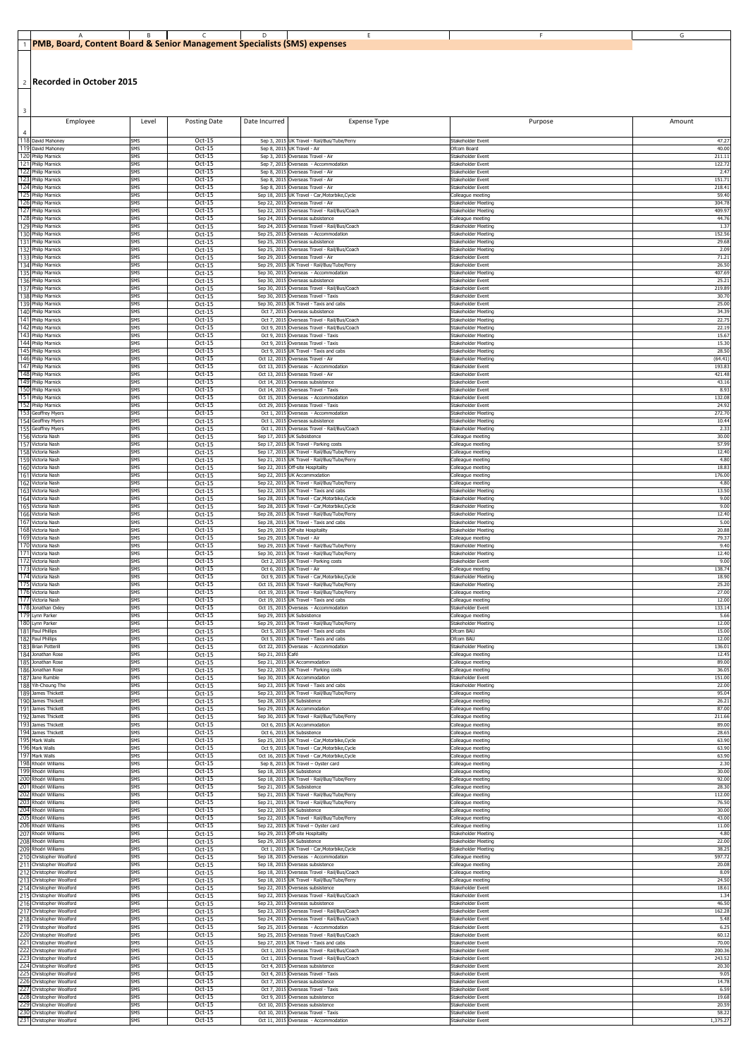# PMB, Board, Content Board & Senior Management Specialists (SMS) expenses

## Recorded in October 2015

| Employee | Level | Posting Date | Date Incurred | Expense Type | Purpose | Amount |
|---|---|---|---|---|---|---|
| David Mahoney | SMS | Oct-15 | Sep 3, 2015 | UK Travel - Rail/Bus/Tube/Ferry | Stakeholder Event | 47.27 |
| David Mahoney | SMS | Oct-15 | Sep 8, 2015 | UK Travel - Air | Ofcom Board | 40.00 |
| Philip Marnick | SMS | Oct-15 | Sep 3, 2015 | Overseas Travel - Air | Stakeholder Event | 211.11 |
| Philip Marnick | SMS | Oct-15 | Sep 7, 2015 | Overseas - Accommodation | Stakeholder Event | 122.72 |
| Philip Marnick | SMS | Oct-15 | Sep 8, 2015 | Overseas Travel - Air | Stakeholder Event | 2.47 |
| Philip Marnick | SMS | Oct-15 | Sep 8, 2015 | Overseas Travel - Air | Stakeholder Event | 151.71 |
| Philip Marnick | SMS | Oct-15 | Sep 8, 2015 | Overseas Travel - Air | Stakeholder Event | 218.41 |
| Philip Marnick | SMS | Oct-15 | Sep 18, 2015 | UK Travel - Car,Motorbike,Cycle | Colleague meeting | 59.40 |
| Philip Marnick | SMS | Oct-15 | Sep 22, 2015 | Overseas Travel - Air | Stakeholder Meeting | 304.78 |
| Philip Marnick | SMS | Oct-15 | Sep 22, 2015 | Overseas Travel - Rail/Bus/Coach | Stakeholder Meeting | 409.97 |
| Philip Marnick | SMS | Oct-15 | Sep 24, 2015 | Overseas subsistence | Colleague meeting | 44.76 |
| Philip Marnick | SMS | Oct-15 | Sep 24, 2015 | Overseas Travel - Rail/Bus/Coach | Stakeholder Meeting | 1.37 |
| Philip Marnick | SMS | Oct-15 | Sep 25, 2015 | Overseas - Accommodation | Stakeholder Meeting | 152.56 |
| Philip Marnick | SMS | Oct-15 | Sep 25, 2015 | Overseas subsistence | Stakeholder Meeting | 29.68 |
| Philip Marnick | SMS | Oct-15 | Sep 25, 2015 | Overseas Travel - Rail/Bus/Coach | Stakeholder Meeting | 2.09 |
| Philip Marnick | SMS | Oct-15 | Sep 29, 2015 | Overseas Travel - Air | Stakeholder Event | 71.21 |
| Philip Marnick | SMS | Oct-15 | Sep 29, 2015 | UK Travel - Rail/Bus/Tube/Ferry | Stakeholder Event | 26.50 |
| Philip Marnick | SMS | Oct-15 | Sep 30, 2015 | Overseas - Accommodation | Stakeholder Meeting | 407.69 |
| Philip Marnick | SMS | Oct-15 | Sep 30, 2015 | Overseas subsistence | Stakeholder Event | 25.21 |
| Philip Marnick | SMS | Oct-15 | Sep 30, 2015 | Overseas Travel - Rail/Bus/Coach | Stakeholder Event | 219.89 |
| Philip Marnick | SMS | Oct-15 | Sep 30, 2015 | Overseas Travel - Taxis | Stakeholder Event | 30.70 |
| Philip Marnick | SMS | Oct-15 | Sep 30, 2015 | UK Travel - Taxis and cabs | Stakeholder Event | 25.00 |
| Philip Marnick | SMS | Oct-15 | Oct 7, 2015 | Overseas subsistence | Stakeholder Meeting | 34.39 |
| Philip Marnick | SMS | Oct-15 | Oct 7, 2015 | Overseas Travel - Rail/Bus/Coach | Stakeholder Meeting | 22.75 |
| Philip Marnick | SMS | Oct-15 | Oct 9, 2015 | Overseas Travel - Rail/Bus/Coach | Stakeholder Meeting | 22.19 |
| Philip Marnick | SMS | Oct-15 | Oct 9, 2015 | Overseas Travel - Taxis | Stakeholder Meeting | 15.67 |
| Philip Marnick | SMS | Oct-15 | Oct 9, 2015 | Overseas Travel - Taxis | Stakeholder Meeting | 15.30 |
| Philip Marnick | SMS | Oct-15 | Oct 9, 2015 | UK Travel - Taxis and cabs | Stakeholder Meeting | 28.50 |
| Philip Marnick | SMS | Oct-15 | Oct 12, 2015 | Overseas Travel - Air | Stakeholder Meeting | (64.41) |
| Philip Marnick | SMS | Oct-15 | Oct 13, 2015 | Overseas - Accommodation | Stakeholder Event | 193.83 |
| Philip Marnick | SMS | Oct-15 | Oct 13, 2015 | Overseas Travel - Air | Stakeholder Event | 421.48 |
| Philip Marnick | SMS | Oct-15 | Oct 14, 2015 | Overseas subsistence | Stakeholder Event | 43.16 |
| Philip Marnick | SMS | Oct-15 | Oct 14, 2015 | Overseas Travel - Taxis | Stakeholder Event | 8.93 |
| Philip Marnick | SMS | Oct-15 | Oct 15, 2015 | Overseas - Accommodation | Stakeholder Event | 132.08 |
| Philip Marnick | SMS | Oct-15 | Oct 29, 2015 | Overseas Travel - Taxis | Stakeholder Event | 24.92 |
| Geoffrey Myers | SMS | Oct-15 | Oct 1, 2015 | Overseas - Accommodation | Stakeholder Meeting | 272.70 |
| Geoffrey Myers | SMS | Oct-15 | Oct 1, 2015 | Overseas subsistence | Stakeholder Meeting | 10.44 |
| Geoffrey Myers | SMS | Oct-15 | Oct 1, 2015 | Overseas Travel - Rail/Bus/Coach | Stakeholder Meeting | 2.33 |
| Victoria Nash | SMS | Oct-15 | Sep 17, 2015 | UK Subsistence | Colleague meeting | 30.00 |
| Victoria Nash | SMS | Oct-15 | Sep 17, 2015 | UK Travel - Parking costs | Colleague meeting | 57.99 |
| Victoria Nash | SMS | Oct-15 | Sep 17, 2015 | UK Travel - Rail/Bus/Tube/Ferry | Colleague meeting | 12.40 |
| Victoria Nash | SMS | Oct-15 | Sep 21, 2015 | UK Travel - Rail/Bus/Tube/Ferry | Colleague meeting | 4.80 |
| Victoria Nash | SMS | Oct-15 | Sep 22, 2015 | Off-site Hospitality | Colleague meeting | 18.83 |
| Victoria Nash | SMS | Oct-15 | Sep 22, 2015 | UK Accommodation | Colleague meeting | 176.00 |
| Victoria Nash | SMS | Oct-15 | Sep 22, 2015 | UK Travel - Rail/Bus/Tube/Ferry | Colleague meeting | 4.80 |
| Victoria Nash | SMS | Oct-15 | Sep 22, 2015 | UK Travel - Taxis and cabs | Stakeholder Meeting | 13.50 |
| Victoria Nash | SMS | Oct-15 | Sep 28, 2015 | UK Travel - Car,Motorbike,Cycle | Stakeholder Meeting | 9.00 |
| Victoria Nash | SMS | Oct-15 | Sep 28, 2015 | UK Travel - Car,Motorbike,Cycle | Stakeholder Meeting | 9.00 |
| Victoria Nash | SMS | Oct-15 | Sep 28, 2015 | UK Travel - Rail/Bus/Tube/Ferry | Stakeholder Meeting | 12.40 |
| Victoria Nash | SMS | Oct-15 | Sep 28, 2015 | UK Travel - Taxis and cabs | Stakeholder Meeting | 5.00 |
| Victoria Nash | SMS | Oct-15 | Sep 29, 2015 | Off-site Hospitality | Stakeholder Meeting | 20.88 |
| Victoria Nash | SMS | Oct-15 | Sep 29, 2015 | UK Travel - Air | Colleague meeting | 79.37 |
| Victoria Nash | SMS | Oct-15 | Sep 29, 2015 | UK Travel - Rail/Bus/Tube/Ferry | Stakeholder Meeting | 9.40 |
| Victoria Nash | SMS | Oct-15 | Sep 30, 2015 | UK Travel - Rail/Bus/Tube/Ferry | Stakeholder Meeting | 12.40 |
| Victoria Nash | SMS | Oct-15 | Oct 2, 2015 | UK Travel - Parking costs | Stakeholder Event | 9.00 |
| Victoria Nash | SMS | Oct-15 | Oct 6, 2015 | UK Travel - Air | Colleague meeting | 138.74 |
| Victoria Nash | SMS | Oct-15 | Oct 9, 2015 | UK Travel - Car,Motorbike,Cycle | Stakeholder Meeting | 18.90 |
| Victoria Nash | SMS | Oct-15 | Oct 15, 2015 | UK Travel - Rail/Bus/Tube/Ferry | Stakeholder Meeting | 25.20 |
| Victoria Nash | SMS | Oct-15 | Oct 19, 2015 | UK Travel - Rail/Bus/Tube/Ferry | Colleague meeting | 27.00 |
| Victoria Nash | SMS | Oct-15 | Oct 19, 2015 | UK Travel - Taxis and cabs | Colleague meeting | 12.00 |
| Jonathan Oxley | SMS | Oct-15 | Oct 15, 2015 | Overseas - Accommodation | Stakeholder Event | 133.14 |
| Lynn Parker | SMS | Oct-15 | Sep 29, 2015 | UK Subsistence | Colleague meeting | 5.66 |
| Lynn Parker | SMS | Oct-15 | Sep 29, 2015 | UK Travel - Rail/Bus/Tube/Ferry | Stakeholder Meeting | 12.00 |
| Paul Phillips | SMS | Oct-15 | Oct 5, 2015 | UK Travel - Taxis and cabs | Ofcom BAU | 15.00 |
| Paul Phillips | SMS | Oct-15 | Oct 5, 2015 | UK Travel - Taxis and cabs | Ofcom BAU | 12.00 |
| Brian Potterill | SMS | Oct-15 | Oct 22, 2015 | Overseas - Accommodation | Stakeholder Meeting | 136.01 |
| Jonathan Rose | SMS | Oct-15 | Sep 21, 2015 | Café | Colleague meeting | 12.45 |
| Jonathan Rose | SMS | Oct-15 | Sep 21, 2015 | UK Accommodation | Colleague meeting | 89.00 |
| Jonathan Rose | SMS | Oct-15 | Sep 22, 2015 | UK Travel - Parking costs | Colleague meeting | 36.05 |
| Jane Rumble | SMS | Oct-15 | Sep 30, 2015 | UK Accommodation | Stakeholder Event | 151.00 |
| Yih-Choung The | SMS | Oct-15 | Sep 23, 2015 | UK Travel - Taxis and cabs | Stakeholder Meeting | 22.00 |
| James Thickett | SMS | Oct-15 | Sep 23, 2015 | UK Travel - Rail/Bus/Tube/Ferry | Colleague meeting | 95.04 |
| James Thickett | SMS | Oct-15 | Sep 28, 2015 | UK Subsistence | Colleague meeting | 26.21 |
| James Thickett | SMS | Oct-15 | Sep 29, 2015 | UK Accommodation | Colleague meeting | 87.00 |
| James Thickett | SMS | Oct-15 | Sep 30, 2015 | UK Travel - Rail/Bus/Tube/Ferry | Colleague meeting | 211.66 |
| James Thickett | SMS | Oct-15 | Oct 6, 2015 | UK Accommodation | Colleague meeting | 89.00 |
| James Thickett | SMS | Oct-15 | Oct 6, 2015 | UK Subsistence | Colleague meeting | 28.65 |
| Mark Walls | SMS | Oct-15 | Sep 25, 2015 | UK Travel - Car,Motorbike,Cycle | Colleague meeting | 63.90 |
| Mark Walls | SMS | Oct-15 | Oct 9, 2015 | UK Travel - Car,Motorbike,Cycle | Colleague meeting | 63.90 |
| Mark Walls | SMS | Oct-15 | Oct 16, 2015 | UK Travel - Car,Motorbike,Cycle | Colleague meeting | 63.90 |
| Rhodri Williams | SMS | Oct-15 | Sep 8, 2015 | UK Travel – Oyster card | Colleague meeting | 2.30 |
| Rhodri Williams | SMS | Oct-15 | Sep 18, 2015 | UK Subsistence | Colleague meeting | 30.00 |
| Rhodri Williams | SMS | Oct-15 | Sep 18, 2015 | UK Travel - Rail/Bus/Tube/Ferry | Colleague meeting | 92.00 |
| Rhodri Williams | SMS | Oct-15 | Sep 21, 2015 | UK Subsistence | Colleague meeting | 28.30 |
| Rhodri Williams | SMS | Oct-15 | Sep 21, 2015 | UK Travel - Rail/Bus/Tube/Ferry | Colleague meeting | 112.00 |
| Rhodri Williams | SMS | Oct-15 | Sep 21, 2015 | UK Travel - Rail/Bus/Tube/Ferry | Colleague meeting | 76.50 |
| Rhodri Williams | SMS | Oct-15 | Sep 22, 2015 | UK Subsistence | Colleague meeting | 30.00 |
| Rhodri Williams | SMS | Oct-15 | Sep 22, 2015 | UK Travel - Rail/Bus/Tube/Ferry | Colleague meeting | 43.00 |
| Rhodri Williams | SMS | Oct-15 | Sep 22, 2015 | UK Travel – Oyster card | Colleague meeting | 11.00 |
| Rhodri Williams | SMS | Oct-15 | Sep 29, 2015 | Off-site Hospitality | Stakeholder Meeting | 4.80 |
| Rhodri Williams | SMS | Oct-15 | Sep 29, 2015 | UK Subsistence | Stakeholder Meeting | 22.00 |
| Rhodri Williams | SMS | Oct-15 | Oct 1, 2015 | UK Travel - Car,Motorbike,Cycle | Stakeholder Meeting | 38.25 |
| Christopher Woolford | SMS | Oct-15 | Sep 18, 2015 | Overseas - Accommodation | Colleague meeting | 597.72 |
| Christopher Woolford | SMS | Oct-15 | Sep 18, 2015 | Overseas subsistence | Colleague meeting | 20.08 |
| Christopher Woolford | SMS | Oct-15 | Sep 18, 2015 | Overseas Travel - Rail/Bus/Coach | Colleague meeting | 8.09 |
| Christopher Woolford | SMS | Oct-15 | Sep 18, 2015 | UK Travel - Rail/Bus/Tube/Ferry | Colleague meeting | 24.50 |
| Christopher Woolford | SMS | Oct-15 | Sep 22, 2015 | Overseas subsistence | Stakeholder Event | 18.61 |
| Christopher Woolford | SMS | Oct-15 | Sep 22, 2015 | Overseas Travel - Rail/Bus/Coach | Stakeholder Event | 1.34 |
| Christopher Woolford | SMS | Oct-15 | Sep 23, 2015 | Overseas subsistence | Stakeholder Event | 46.50 |
| Christopher Woolford | SMS | Oct-15 | Sep 23, 2015 | Overseas Travel - Rail/Bus/Coach | Stakeholder Event | 162.28 |
| Christopher Woolford | SMS | Oct-15 | Sep 24, 2015 | Overseas Travel - Rail/Bus/Coach | Stakeholder Event | 5.48 |
| Christopher Woolford | SMS | Oct-15 | Sep 25, 2015 | Overseas - Accommodation | Stakeholder Event | 6.25 |
| Christopher Woolford | SMS | Oct-15 | Sep 25, 2015 | Overseas Travel - Rail/Bus/Coach | Stakeholder Event | 60.12 |
| Christopher Woolford | SMS | Oct-15 | Sep 27, 2015 | UK Travel - Taxis and cabs | Stakeholder Event | 70.00 |
| Christopher Woolford | SMS | Oct-15 | Oct 1, 2015 | Overseas Travel - Rail/Bus/Coach | Stakeholder Event | 200.36 |
| Christopher Woolford | SMS | Oct-15 | Oct 1, 2015 | Overseas Travel - Rail/Bus/Coach | Stakeholder Event | 243.52 |
| Christopher Woolford | SMS | Oct-15 | Oct 4, 2015 | Overseas subsistence | Stakeholder Event | 20.30 |
| Christopher Woolford | SMS | Oct-15 | Oct 4, 2015 | Overseas Travel - Taxis | Stakeholder Event | 9.05 |
| Christopher Woolford | SMS | Oct-15 | Oct 7, 2015 | Overseas subsistence | Stakeholder Event | 14.78 |
| Christopher Woolford | SMS | Oct-15 | Oct 7, 2015 | Overseas Travel - Taxis | Stakeholder Event | 6.59 |
| Christopher Woolford | SMS | Oct-15 | Oct 9, 2015 | Overseas subsistence | Stakeholder Event | 19.68 |
| Christopher Woolford | SMS | Oct-15 | Oct 10, 2015 | Overseas subsistence | Stakeholder Event | 20.59 |
| Christopher Woolford | SMS | Oct-15 | Oct 10, 2015 | Overseas Travel - Taxis | Stakeholder Event | 58.22 |
| Christopher Woolford | SMS | Oct-15 | Oct 11, 2015 | Overseas - Accommodation | Stakeholder Event | 1,375.27 |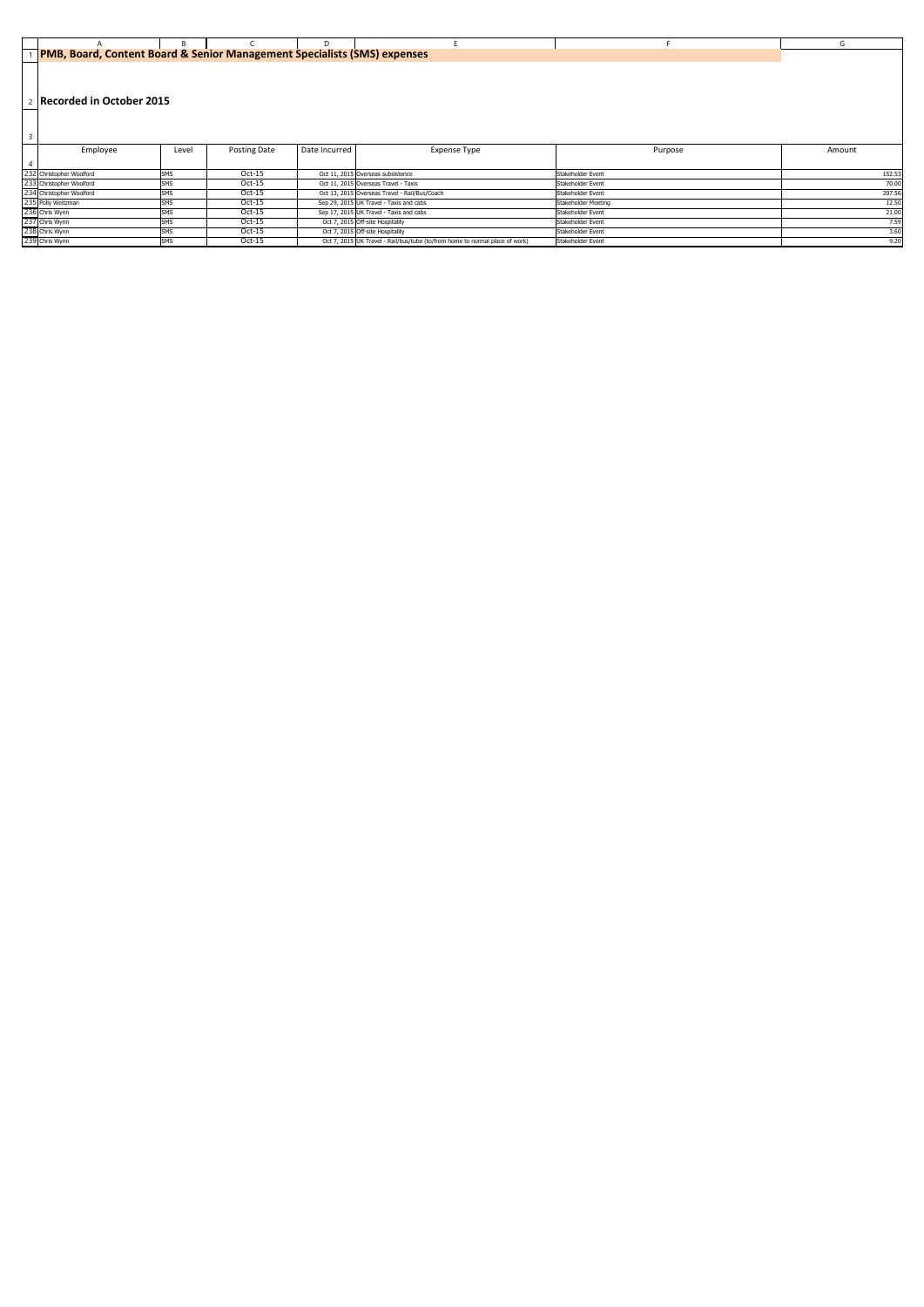# PMB, Board, Content Board & Senior Management Specialists (SMS) expenses

## Recorded in October 2015

| Employee | Level | Posting Date | Date Incurred | Expense Type | Purpose | Amount |
|---|---|---|---|---|---|---|
| Christopher Woolford | SMS | Oct-15 | Oct 11, 2015 | Overseas subsistence | Stakeholder Event | 152.53 |
| Christopher Woolford | SMS | Oct-15 | Oct 11, 2015 | Overseas Travel - Taxis | Stakeholder Event | 70.00 |
| Christopher Woolford | SMS | Oct-15 | Oct 13, 2015 | Overseas Travel - Rail/Bus/Coach | Stakeholder Event | 207.56 |
| Polly Weitzman | SMS | Oct-15 | Sep 29, 2015 | UK Travel - Taxis and cabs | Stakeholder Meeting | 12.50 |
| Chris Wynn | SMS | Oct-15 | Sep 17, 2015 | UK Travel - Taxis and cabs | Stakeholder Event | 21.00 |
| Chris Wynn | SMS | Oct-15 | Oct 7, 2015 | Off-site Hospitality | Stakeholder Event | 7.59 |
| Chris Wynn | SMS | Oct-15 | Oct 7, 2015 | Off-site Hospitality | Stakeholder Event | 3.60 |
| Chris Wynn | SMS | Oct-15 | Oct 7, 2015 | UK Travel - Rail/bus/tube (to/from home to normal place of work) | Stakeholder Event | 9.20 |